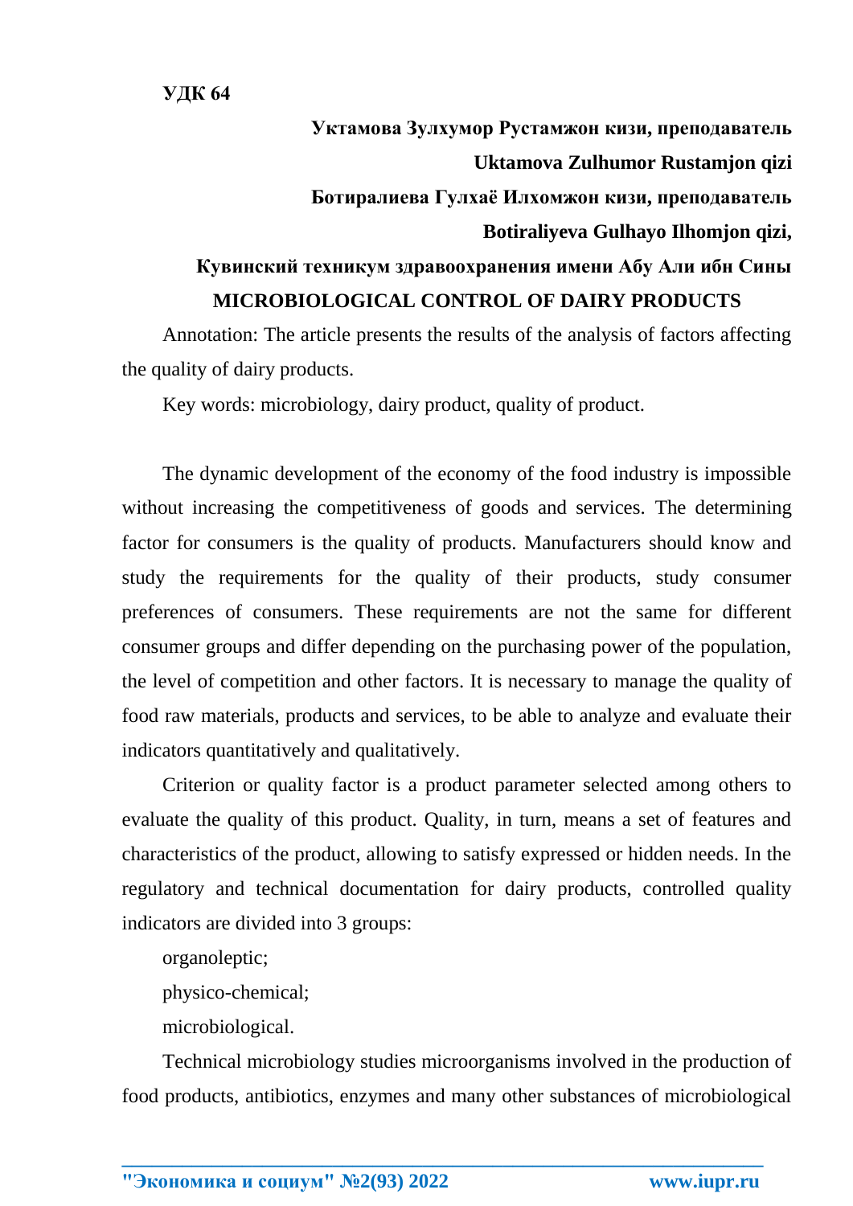**УДК 64**

**Уктамова Зулхумор Рустамжон кизи, преподаватель**

**Uktamova Zulhumor Rustamjon qizi**

**Ботиралиева Гулхаё Илхомжон кизи, преподаватель**

**Botiraliyeva Gulhayo Ilhomjon qizi,**

**Кувинский техникум здравоохранения имени Абу Али ибн Сины**

# MICROBIOLOGICAL CONTROL OF DAIRY PRODUCTS

Annotation: The article presents the results of the analysis of factors affecting the quality of dairy products.

Key words: microbiology, dairy product, quality of product.

The dynamic development of the economy of the food industry is impossible without increasing the competitiveness of goods and services. The determining factor for consumers is the quality of products. Manufacturers should know and study the requirements for the quality of their products, study consumer preferences of consumers. These requirements are not the same for different consumer groups and differ depending on the purchasing power of the population, the level of competition and other factors. It is necessary to manage the quality of food raw materials, products and services, to be able to analyze and evaluate their indicators quantitatively and qualitatively.

Criterion or quality factor is a product parameter selected among others to evaluate the quality of this product. Quality, in turn, means a set of features and characteristics of the product, allowing to satisfy expressed or hidden needs. In the regulatory and technical documentation for dairy products, controlled quality indicators are divided into 3 groups:

organoleptic;

physico-chemical;

microbiological.

Technical microbiology studies microorganisms involved in the production of food products, antibiotics, enzymes and many other substances of microbiological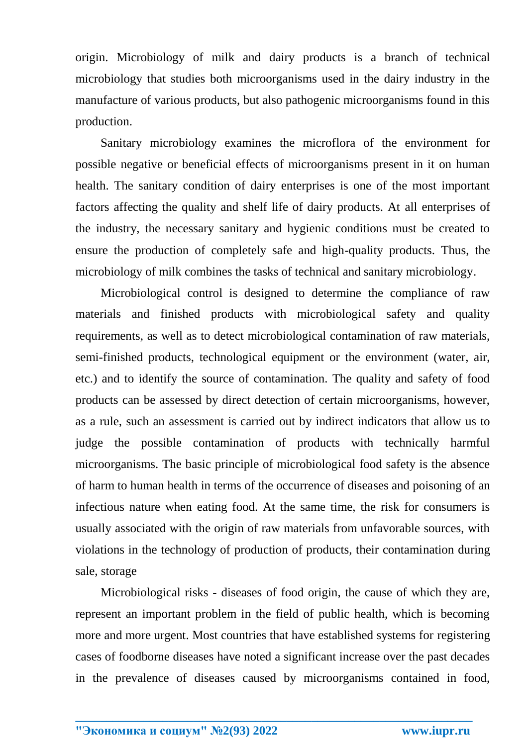origin. Microbiology of milk and dairy products is a branch of technical microbiology that studies both microorganisms used in the dairy industry in the manufacture of various products, but also pathogenic microorganisms found in this production.

Sanitary microbiology examines the microflora of the environment for possible negative or beneficial effects of microorganisms present in it on human health. The sanitary condition of dairy enterprises is one of the most important factors affecting the quality and shelf life of dairy products. At all enterprises of the industry, the necessary sanitary and hygienic conditions must be created to ensure the production of completely safe and high-quality products. Thus, the microbiology of milk combines the tasks of technical and sanitary microbiology.

Microbiological control is designed to determine the compliance of raw materials and finished products with microbiological safety and quality requirements, as well as to detect microbiological contamination of raw materials, semi-finished products, technological equipment or the environment (water, air, etc.) and to identify the source of contamination. The quality and safety of food products can be assessed by direct detection of certain microorganisms, however, as a rule, such an assessment is carried out by indirect indicators that allow us to judge the possible contamination of products with technically harmful microorganisms. The basic principle of microbiological food safety is the absence of harm to human health in terms of the occurrence of diseases and poisoning of an infectious nature when eating food. At the same time, the risk for consumers is usually associated with the origin of raw materials from unfavorable sources, with violations in the technology of production of products, their contamination during sale, storage

Microbiological risks - diseases of food origin, the cause of which they are, represent an important problem in the field of public health, which is becoming more and more urgent. Most countries that have established systems for registering cases of foodborne diseases have noted a significant increase over the past decades in the prevalence of diseases caused by microorganisms contained in food,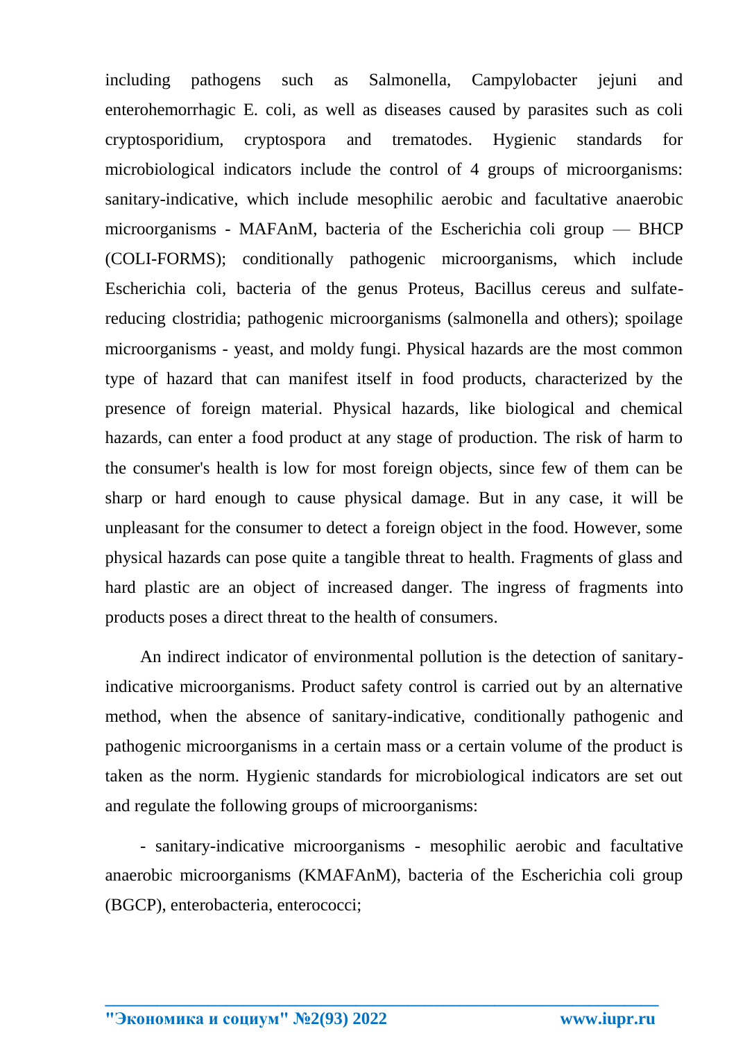including pathogens such as Salmonella, Campylobacter jejuni and enterohemorrhagic E. coli, as well as diseases caused by parasites such as coli cryptosporidium, cryptospora and trematodes. Hygienic standards for microbiological indicators include the control of 4 groups of microorganisms: sanitary-indicative, which include mesophilic aerobic and facultative anaerobic microorganisms - MAFAnM, bacteria of the Escherichia coli group — BHCP (COLI-FORMS); conditionally pathogenic microorganisms, which include Escherichia coli, bacteria of the genus Proteus, Bacillus cereus and sulfate-reducing clostridia; pathogenic microorganisms (salmonella and others); spoilage microorganisms - yeast, and moldy fungi. Physical hazards are the most common type of hazard that can manifest itself in food products, characterized by the presence of foreign material. Physical hazards, like biological and chemical hazards, can enter a food product at any stage of production. The risk of harm to the consumer's health is low for most foreign objects, since few of them can be sharp or hard enough to cause physical damage. But in any case, it will be unpleasant for the consumer to detect a foreign object in the food. However, some physical hazards can pose quite a tangible threat to health. Fragments of glass and hard plastic are an object of increased danger. The ingress of fragments into products poses a direct threat to the health of consumers.

An indirect indicator of environmental pollution is the detection of sanitary-indicative microorganisms. Product safety control is carried out by an alternative method, when the absence of sanitary-indicative, conditionally pathogenic and pathogenic microorganisms in a certain mass or a certain volume of the product is taken as the norm. Hygienic standards for microbiological indicators are set out and regulate the following groups of microorganisms:

- sanitary-indicative microorganisms - mesophilic aerobic and facultative anaerobic microorganisms (KMAFAnM), bacteria of the Escherichia coli group (BGCP), enterobacteria, enterococci;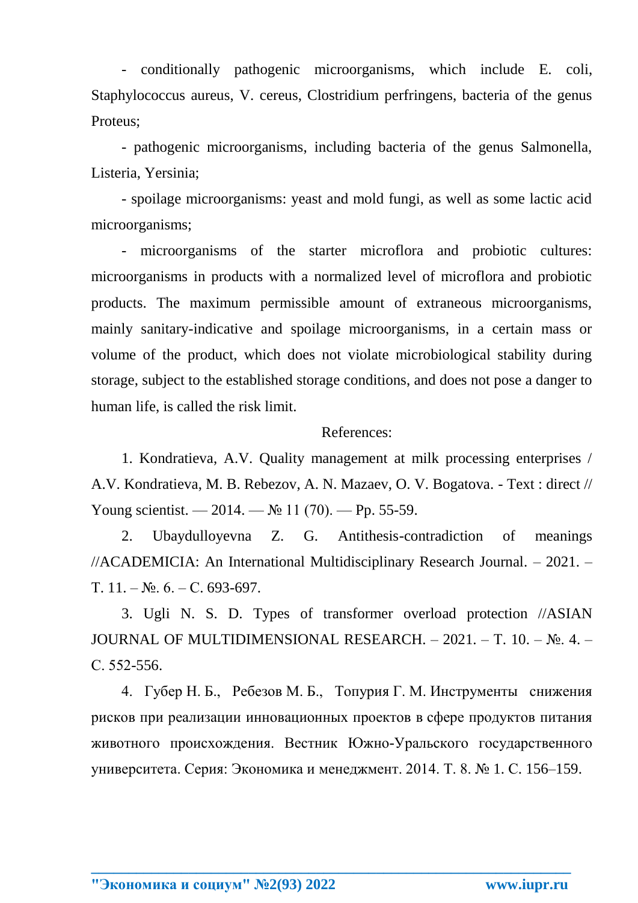- conditionally pathogenic microorganisms, which include E. coli, Staphylococcus aureus, V. cereus, Clostridium perfringens, bacteria of the genus Proteus;

- pathogenic microorganisms, including bacteria of the genus Salmonella, Listeria, Yersinia;

- spoilage microorganisms: yeast and mold fungi, as well as some lactic acid microorganisms;

- microorganisms of the starter microflora and probiotic cultures: microorganisms in products with a normalized level of microflora and probiotic products. The maximum permissible amount of extraneous microorganisms, mainly sanitary-indicative and spoilage microorganisms, in a certain mass or volume of the product, which does not violate microbiological stability during storage, subject to the established storage conditions, and does not pose a danger to human life, is called the risk limit.

References:

1. Kondratieva, A.V. Quality management at milk processing enterprises / A.V. Kondratieva, M. B. Rebezov, A. N. Mazaev, O. V. Bogatova. - Text : direct // Young scientist. — 2014. — № 11 (70). — Pp. 55-59.

2. Ubaydulloyevna Z. G. Antithesis-contradiction of meanings //ACADEMICIA: An International Multidisciplinary Research Journal. – 2021. – T. 11. – №. 6. – С. 693-697.

3. Ugli N. S. D. Types of transformer overload protection //ASIAN JOURNAL OF MULTIDIMENSIONAL RESEARCH. – 2021. – Т. 10. – №. 4. – С. 552-556.

4. Губер Н. Б., Ребезов М. Б., Топурия Г. М. Инструменты снижения рисков при реализации инновационных проектов в сфере продуктов питания животного происхождения. Вестник Южно-Уральского государственного университета. Серия: Экономика и менеджмент. 2014. Т. 8. № 1. С. 156–159.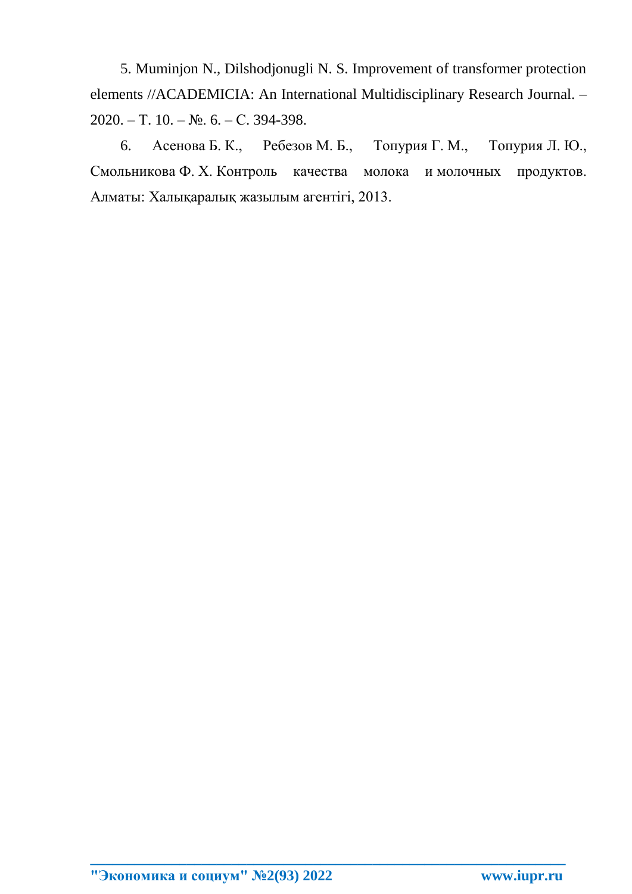5. Muminjon N., Dilshodjonugli N. S. Improvement of transformer protection elements //ACADEMICIA: An International Multidisciplinary Research Journal. – 2020. – Т. 10. – №. 6. – С. 394-398.

6. Асенова Б. К., Ребезов М. Б., Топурия Г. М., Топурия Л. Ю., Смольникова Ф. Х. Контроль качества молока и молочных продуктов. Алматы: Халықаралық жазылым агентігі, 2013.